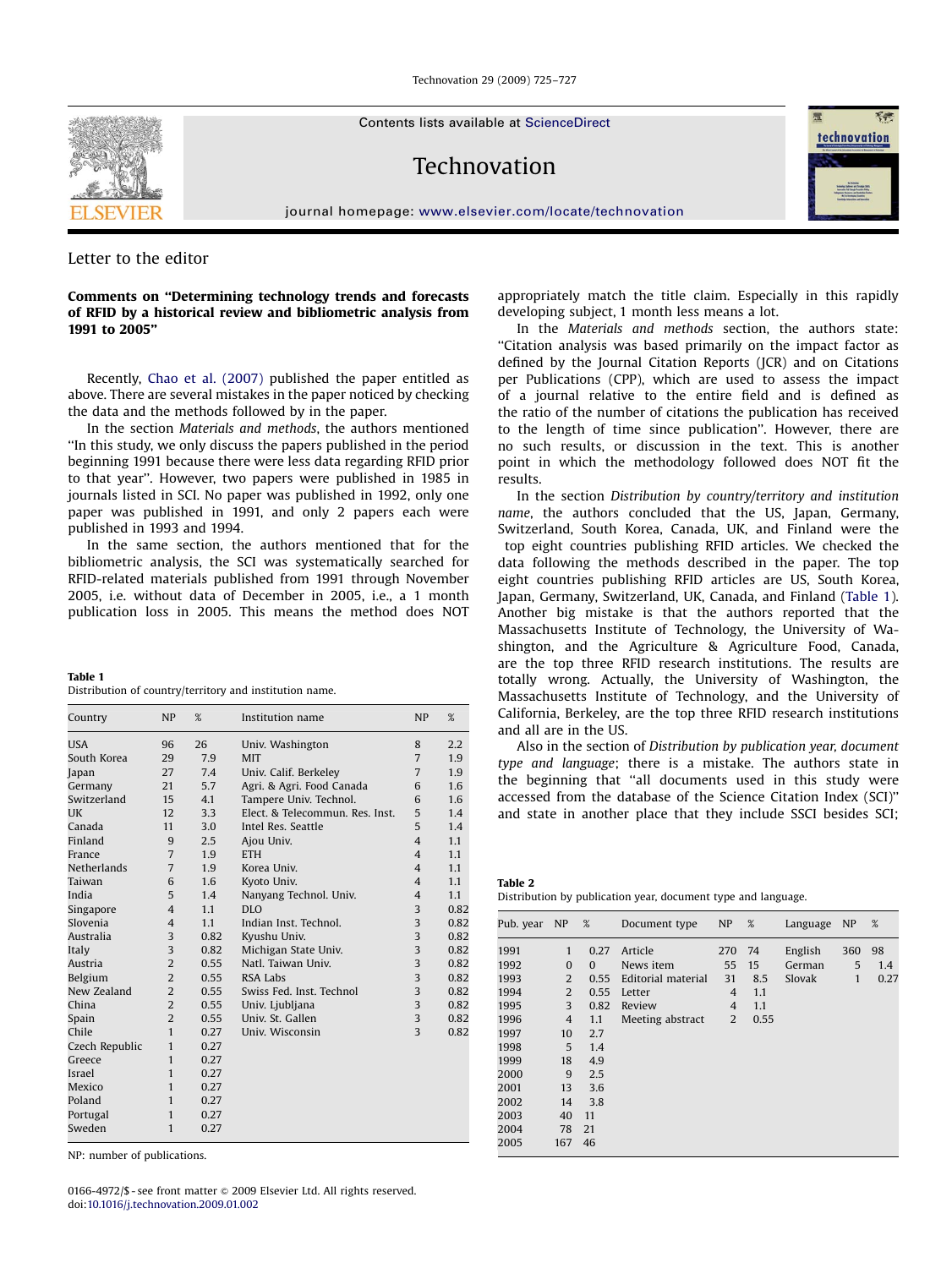Letter to the editor

## Comments on "Determining technology trends and forecasts of RFID by a historical review and bibliometric analysis from 1991 to 2005"

Recently, Chao et al. (2007) published the paper entitled as above. There are several mistakes in the paper noticed by checking the data and the methods followed by the paper.

In the section *Materials and methods*, the authors mentioned "In this study, we only discuss the papers published in the period beginning 1991 because there were less data regarding RFID prior to that year". However, two papers were published in 1985 in journals listed in SCI. No paper was published in 1992, only one paper was published in 1991, and only 2 papers each were published in 1993 and 1994.

In the same section, the authors mentioned that for the bibliometric analysis, the SCI was systematically searched for RFID-related materials published from 1991 through November 2005, i.e. without data of December in 2005, i.e., a 1 month publication loss in 2005. This means the method does NOT appropriately match the title claim. Especially in this rapidly developing subject, 1 month less means a lot.

In the *Materials and methods* section, the authors state: "Citation analysis was based primarily on the impact factor as defined by the Journal Citation Reports (JCR) and on Citations per Publications (CPP), which are used to assess the impact of a journal relative to the entire field and is defined as the ratio of the number of citations the publication has received to the length of time since publication". However, there are no such results, or discussion in the text. This is another point in which the methodology followed does NOT fit the results.

In the section *Distribution by country/territory and institution name*, the authors concluded that the US, Japan, Germany, Switzerland, South Korea, Canada, UK, and Finland were the top eight countries publishing RFID articles. We checked the data following the methods described in the paper. The top eight countries publishing RFID articles are US, South Korea, Japan, Germany, Switzerland, UK, Canada, and Finland (Table 1). Another big mistake is that the authors reported that the Massachusetts Institute of Technology, the University of Washington, and the Agriculture & Agriculture Food, Canada, are the top three RFID research institutions. The results are totally wrong. Actually, the University of Washington, the Massachusetts Institute of Technology, and the University of California, Berkeley, are the top three RFID research institutions and all are in the US.

Also in the section of *Distribution by publication year, document type and language*, there is a mistake. The authors state in the beginning that "all documents used in this study were accessed from the database of the Science Citation Index (SCI)" and state in another place that they include SSCI besides SCI;

**Table 1**
Distribution of country/territory and institution name.

| Country | NP | % | Institution name | NP | % |
|---|---|---|---|---|---|
| USA | 96 | 26 | Univ. Washington | 8 | 2.2 |
| South Korea | 29 | 7.9 | MIT | 7 | 1.9 |
| Japan | 27 | 7.4 | Univ. Calif. Berkeley | 7 | 1.9 |
| Germany | 21 | 5.7 | Agri. & Agri. Food Canada | 6 | 1.6 |
| Switzerland | 15 | 4.1 | Tampere Univ. Technol. | 6 | 1.6 |
| UK | 12 | 3.3 | Elect. & Telecommun. Res. Inst. | 5 | 1.4 |
| Canada | 11 | 3.0 | Intel Res. Seattle | 5 | 1.4 |
| Finland | 9 | 2.5 | Ajou Univ. | 4 | 1.1 |
| France | 7 | 1.9 | ETH | 4 | 1.1 |
| Netherlands | 7 | 1.9 | Korea Univ. | 4 | 1.1 |
| Taiwan | 6 | 1.6 | Kyoto Univ. | 4 | 1.1 |
| India | 5 | 1.4 | Nanyang Technol. Univ. | 4 | 1.1 |
| Singapore | 4 | 1.1 | DLO | 3 | 0.82 |
| Slovenia | 4 | 1.1 | Indian Inst. Technol. | 3 | 0.82 |
| Australia | 3 | 0.82 | Kyushu Univ. | 3 | 0.82 |
| Italy | 3 | 0.82 | Michigan State Univ. | 3 | 0.82 |
| Austria | 2 | 0.55 | Natl. Taiwan Univ. | 3 | 0.82 |
| Belgium | 2 | 0.55 | RSA Labs | 3 | 0.82 |
| New Zealand | 2 | 0.55 | Swiss Fed. Inst. Technol | 3 | 0.82 |
| China | 2 | 0.55 | Univ. Ljubljana | 3 | 0.82 |
| Spain | 2 | 0.55 | Univ. St. Gallen | 3 | 0.82 |
| Chile | 1 | 0.27 | Univ. Wisconsin | 3 | 0.82 |
| Czech Republic | 1 | 0.27 | | | |
| Greece | 1 | 0.27 | | | |
| Israel | 1 | 0.27 | | | |
| Mexico | 1 | 0.27 | | | |
| Poland | 1 | 0.27 | | | |
| Portugal | 1 | 0.27 | | | |
| Sweden | 1 | 0.27 | | | |

NP: number of publications.

**Table 2**
Distribution by publication year, document type and language.

| Pub. year | NP | % | Document type | NP | % | Language | NP | % |
|---|---|---|---|---|---|---|---|---|
| 1991 | 1 | 0.27 | Article | 270 | 74 | English | 360 | 98 |
| 1992 | 0 | 0 | News item | 55 | 15 | German | 5 | 1.4 |
| 1993 | 2 | 0.55 | Editorial material | 31 | 8.5 | Slovak | 1 | 0.27 |
| 1994 | 2 | 0.55 | Letter | 4 | 1.1 | | | |
| 1995 | 3 | 0.82 | Review | 4 | 1.1 | | | |
| 1996 | 4 | 1.1 | Meeting abstract | 2 | 0.55 | | | |
| 1997 | 10 | 2.7 | | | | | | |
| 1998 | 5 | 1.4 | | | | | | |
| 1999 | 18 | 4.9 | | | | | | |
| 2000 | 9 | 2.5 | | | | | | |
| 2001 | 13 | 3.6 | | | | | | |
| 2002 | 14 | 3.8 | | | | | | |
| 2003 | 40 | 11 | | | | | | |
| 2004 | 78 | 21 | | | | | | |
| 2005 | 167 | 46 | | | | | | |

0166-4972/$ - see front matter © 2009 Elsevier Ltd. All rights reserved.
doi:10.1016/j.technovation.2009.01.002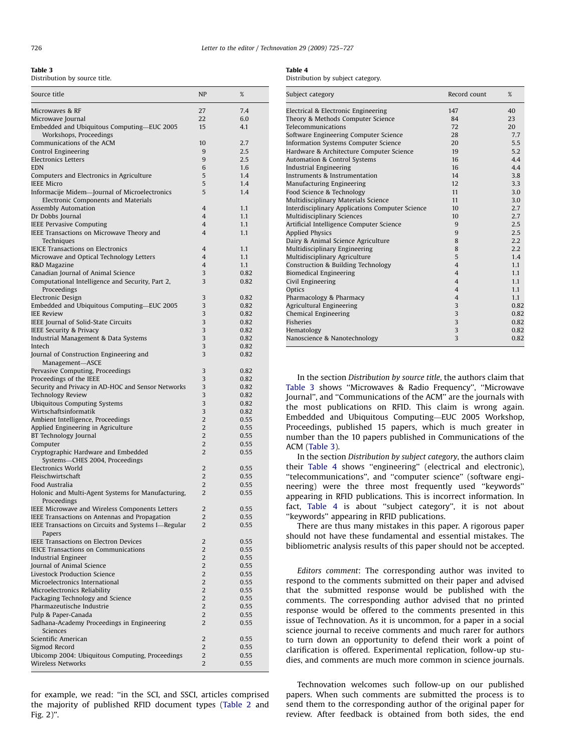**Table 3**
Distribution by source title.

| Source title | NP | % |
|---|---|---|
| Microwaves & RF | 27 | 7.4 |
| Microwave Journal | 22 | 6.0 |
| Embedded and Ubiquitous Computing—EUC 2005 Workshops, Proceedings | 15 | 4.1 |
| Communications of the ACM | 10 | 2.7 |
| Control Engineering | 9 | 2.5 |
| Electronics Letters | 9 | 2.5 |
| EDN | 6 | 1.6 |
| Computers and Electronics in Agriculture | 5 | 1.4 |
| IEEE Micro | 5 | 1.4 |
| Informacije Midem—Journal of Microelectronics Electronic Components and Materials | 5 | 1.4 |
| Assembly Automation | 4 | 1.1 |
| Dr Dobbs Journal | 4 | 1.1 |
| IEEE Pervasive Computing | 4 | 1.1 |
| IEEE Transactions on Microwave Theory and Techniques | 4 | 1.1 |
| IEICE Transactions on Electronics | 4 | 1.1 |
| Microwave and Optical Technology Letters | 4 | 1.1 |
| R&D Magazine | 4 | 1.1 |
| Canadian Journal of Animal Science | 3 | 0.82 |
| Computational Intelligence and Security, Part 2, Proceedings | 3 | 0.82 |
| Electronic Design | 3 | 0.82 |
| Embedded and Ubiquitous Computing—EUC 2005 | 3 | 0.82 |
| IEE Review | 3 | 0.82 |
| IEEE Journal of Solid-State Circuits | 3 | 0.82 |
| IEEE Security & Privacy | 3 | 0.82 |
| Industrial Management & Data Systems | 3 | 0.82 |
| Intech | 3 | 0.82 |
| Journal of Construction Engineering and Management—ASCE | 3 | 0.82 |
| Pervasive Computing, Proceedings | 3 | 0.82 |
| Proceedings of the IEEE | 3 | 0.82 |
| Security and Privacy in AD-HOC and Sensor Networks | 3 | 0.82 |
| Technology Review | 3 | 0.82 |
| Ubiquitous Computing Systems | 3 | 0.82 |
| Wirtschaftsinformatik | 3 | 0.82 |
| Ambient Intelligence, Proceedings | 2 | 0.55 |
| Applied Engineering in Agriculture | 2 | 0.55 |
| BT Technology Journal | 2 | 0.55 |
| Computer | 2 | 0.55 |
| Cryptographic Hardware and Embedded Systems—CHES 2004, Proceedings | 2 | 0.55 |
| Electronics World | 2 | 0.55 |
| Fleischwirtschaft | 2 | 0.55 |
| Food Australia | 2 | 0.55 |
| Holonic and Multi-Agent Systems for Manufacturing, Proceedings | 2 | 0.55 |
| IEEE Microwave and Wireless Components Letters | 2 | 0.55 |
| IEEE Transactions on Antennas and Propagation | 2 | 0.55 |
| IEEE Transactions on Circuits and Systems I—Regular Papers | 2 | 0.55 |
| IEEE Transactions on Electron Devices | 2 | 0.55 |
| IEICE Transactions on Communications | 2 | 0.55 |
| Industrial Engineer | 2 | 0.55 |
| Journal of Animal Science | 2 | 0.55 |
| Livestock Production Science | 2 | 0.55 |
| Microelectronics International | 2 | 0.55 |
| Microelectronics Reliability | 2 | 0.55 |
| Packaging Technology and Science | 2 | 0.55 |
| Pharmazeutische Industrie | 2 | 0.55 |
| Pulp & Paper-Canada | 2 | 0.55 |
| Sadhana-Academy Proceedings in Engineering Sciences | 2 | 0.55 |
| Scientific American | 2 | 0.55 |
| Sigmod Record | 2 | 0.55 |
| Ubicomp 2004: Ubiquitous Computing, Proceedings | 2 | 0.55 |
| Wireless Networks | 2 | 0.55 |

for example, we read: "in the SCI, and SSCI, articles comprised the majority of published RFID document types (Table 2 and Fig. 2)".

**Table 4**
Distribution by subject category.

| Subject category | Record count | % |
|---|---|---|
| Electrical & Electronic Engineering | 147 | 40 |
| Theory & Methods Computer Science | 84 | 23 |
| Telecommunications | 72 | 20 |
| Software Engineering Computer Science | 28 | 7.7 |
| Information Systems Computer Science | 20 | 5.5 |
| Hardware & Architecture Computer Science | 19 | 5.2 |
| Automation & Control Systems | 16 | 4.4 |
| Industrial Engineering | 16 | 4.4 |
| Instruments & Instrumentation | 14 | 3.8 |
| Manufacturing Engineering | 12 | 3.3 |
| Food Science & Technology | 11 | 3.0 |
| Multidisciplinary Materials Science | 11 | 3.0 |
| Interdisciplinary Applications Computer Science | 10 | 2.7 |
| Multidisciplinary Sciences | 10 | 2.7 |
| Artificial Intelligence Computer Science | 9 | 2.5 |
| Applied Physics | 9 | 2.5 |
| Dairy & Animal Science Agriculture | 8 | 2.2 |
| Multidisciplinary Engineering | 8 | 2.2 |
| Multidisciplinary Agriculture | 5 | 1.4 |
| Construction & Building Technology | 4 | 1.1 |
| Biomedical Engineering | 4 | 1.1 |
| Civil Engineering | 4 | 1.1 |
| Optics | 4 | 1.1 |
| Pharmacology & Pharmacy | 4 | 1.1 |
| Agricultural Engineering | 3 | 0.82 |
| Chemical Engineering | 3 | 0.82 |
| Fisheries | 3 | 0.82 |
| Hematology | 3 | 0.82 |
| Nanoscience & Nanotechnology | 3 | 0.82 |

In the section *Distribution by source title*, the authors claim that Table 3 shows "Microwaves & Radio Frequency", "Microwave Journal", and "Communications of the ACM" are the journals with the most publications on RFID. This claim is wrong again. Embedded and Ubiquitous Computing—EUC 2005 Workshop, Proceedings, published 15 papers, which is much greater in number than the 10 papers published in Communications of the ACM (Table 3).

In the section *Distribution by subject category*, the authors claim their Table 4 shows "engineering" (electrical and electronic), "telecommunications", and "computer science" (software engineering) were the three most frequently used "keywords" appearing in RFID publications. This is incorrect information. In fact, Table 4 is about "subject category", it is not about "keywords" appearing in RFID publications.

There are thus many mistakes in this paper. A rigorous paper should not have these fundamental and essential mistakes. The bibliometric analysis results of this paper should not be accepted.

*Editors comment*: The corresponding author was invited to respond to the comments submitted on their paper and advised that the submitted response would be published with the comments. The corresponding author advised that no printed response would be offered to the comments presented in this issue of Technovation. As it is uncommon, for a paper in a social science journal to receive comments and much rarer for authors to turn down an opportunity to defend their work a point of clarification is offered. Experimental replication, follow-up studies, and comments are much more common in science journals.

Technovation welcomes such follow-up on our published papers. When such comments are submitted the process is to send them to the corresponding author of the original paper for review. After feedback is obtained from both sides, the end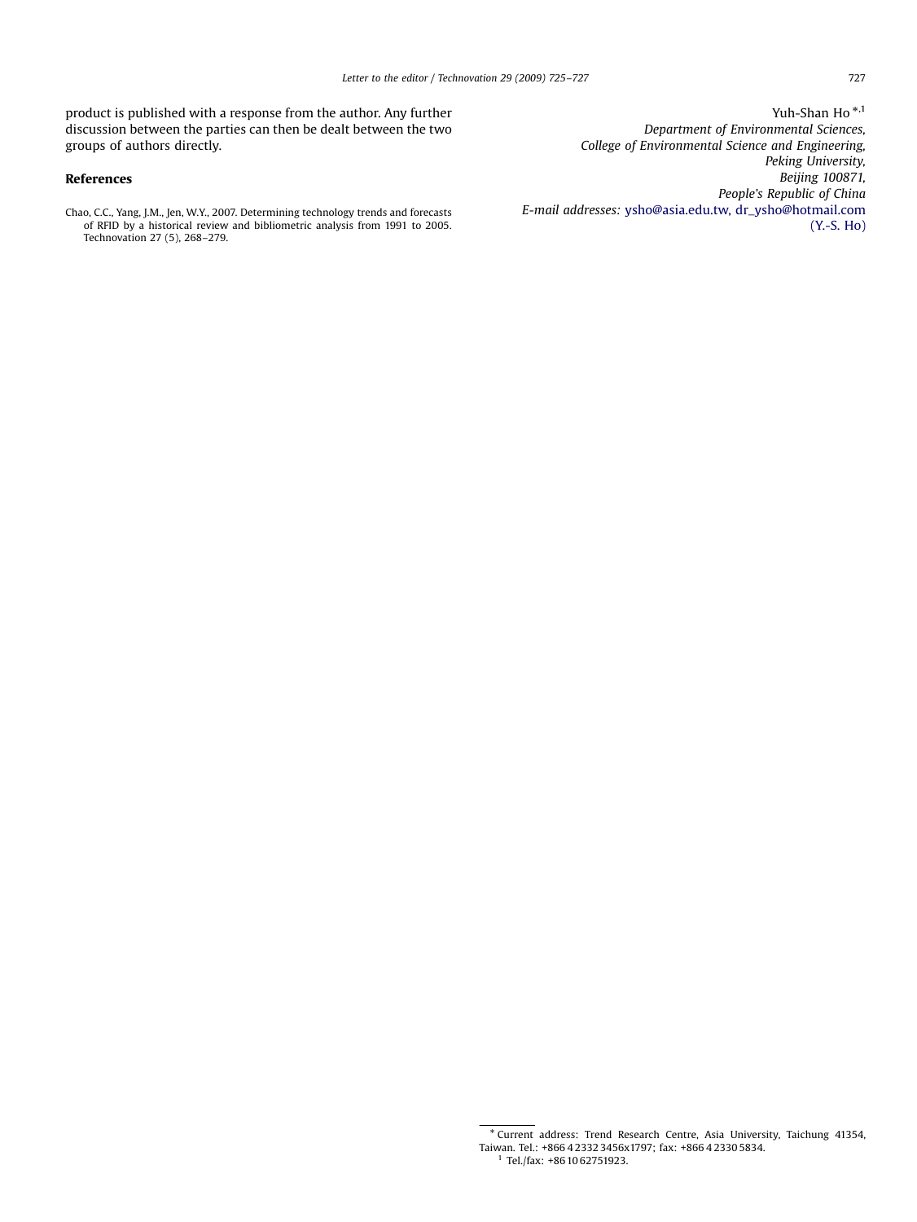product is published with a response from the author. Any further discussion between the parties can then be dealt between the two groups of authors directly.

## References

Chao, C.C., Yang, J.M., Jen, W.Y., 2007. Determining technology trends and forecasts of RFID by a historical review and bibliometric analysis from 1991 to 2005. Technovation 27 (5), 268–279.

Yuh-Shan Ho [*,1]

*Department of Environmental Sciences,*
*College of Environmental Science and Engineering,*
*Peking University,*
*Beijing 100871,*
*People's Republic of China*

*E-mail addresses:* ysho@asia.edu.tw, dr_ysho@hotmail.com (Y.-S. Ho)

[*] Current address: Trend Research Centre, Asia University, Taichung 41354, Taiwan. Tel.: +866 4 2332 3456x1797; fax: +866 4 2330 5834.

[1] Tel./fax: +86 10 62751923.